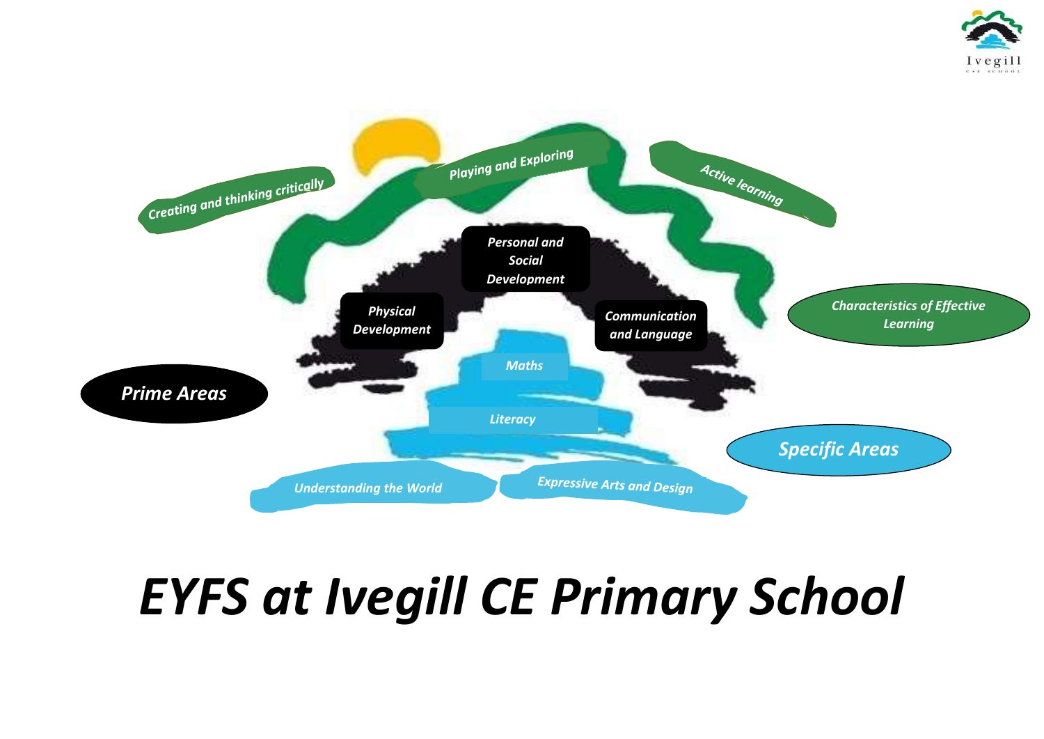Creating and thinking critically

Playing and Exploring

Active learning

Characteristics of Effective Learning

Personal and Social Development

Physical Development

Communication and Language

Prime Areas

Maths

Literacy

Specific Areas

Understanding the World

Expressive Arts and Design

# *EYFS at Ivegill CE Primary School*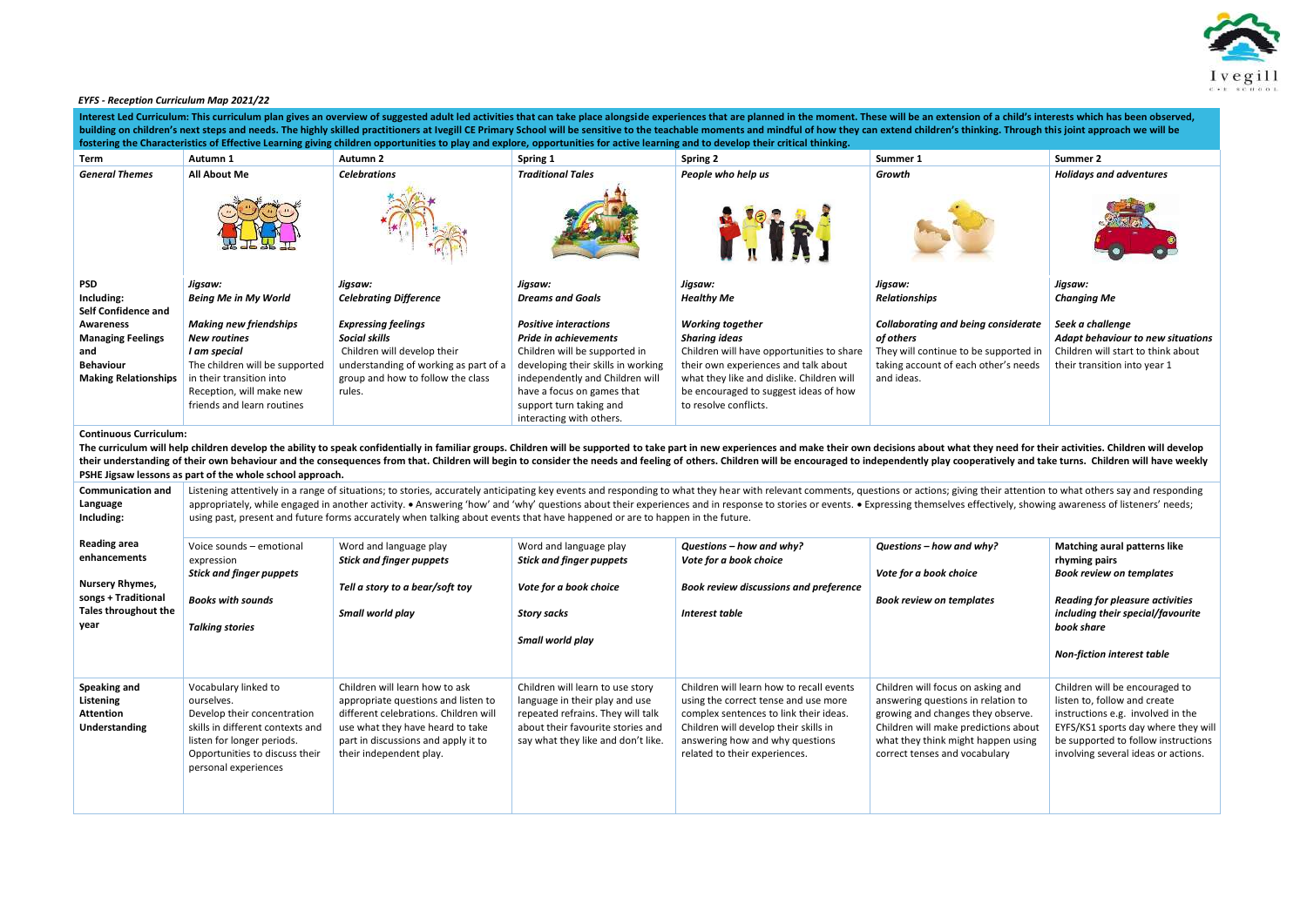*EYFS - Reception Curriculum Map 2021/22*

**Interest Led Curriculum: This curriculum plan gives an overview of suggested adult led activities that can take place alongside experiences that are planned in the moment. These will be an extension of a child's interests which has been observed, building on children's next steps and needs. The highly skilled practitioners at Ivegill CE Primary School will be sensitive to the teachable moments and mindful of how they can extend children's thinking. Through this joint approach we will be fostering the Characteristics of Effective Learning giving children opportunities to play and explore, opportunities for active learning and to develop their critical thinking.**

| Term | Autumn 1 | Autumn 2 | Spring 1 | Spring 2 | Summer 1 | Summer 2 |
|---|---|---|---|---|---|---|
| ***General Themes*** | **All About Me** | ***Celebrations*** | ***Traditional Tales*** | ***People who help us*** | ***Growth*** | ***Holidays and adventures*** |
| **PSD Including: Self Confidence and Awareness Managing Feelings and Behaviour Making Relationships** | ***Jigsaw:*** ***Being Me in My World*** <br> ***Making new friendships*** ***New routines*** ***I am special*** <br> The children will be supported in their transition into Reception, will make new friends and learn routines | ***Jigsaw:*** ***Celebrating Difference*** <br> ***Expressing feelings*** ***Social skills*** <br> Children will develop their understanding of working as part of a group and how to follow the class rules. | ***Jigsaw:*** ***Dreams and Goals*** <br> ***Positive interactions*** ***Pride in achievements*** <br> Children will be supported in developing their skills in working independently and Children will have a focus on games that support turn taking and interacting with others. | ***Jigsaw:*** ***Healthy Me*** <br> ***Working together*** ***Sharing ideas*** <br> Children will have opportunities to share their own experiences and talk about what they like and dislike. Children will be encouraged to suggest ideas of how to resolve conflicts. | ***Jigsaw:*** ***Relationships*** <br> ***Collaborating and being considerate of others*** <br> They will continue to be supported in taking account of each other's needs and ideas. | ***Jigsaw:*** ***Changing Me*** <br> ***Seek a challenge*** ***Adapt behaviour to new situations*** <br> Children will start to think about their transition into year 1 |

**Continuous Curriculum:**
**The curriculum will help children develop the ability to speak confidentially in familiar groups. Children will be supported to take part in new experiences and make their own decisions about what they need for their activities. Children will develop their understanding of their own behaviour and the consequences from that. Children will begin to consider the needs and feeling of others. Children will be encouraged to independently play cooperatively and take turns. Children will have weekly PSHE Jigsaw lessons as part of the whole school approach.**

| | | | | | | |
|---|---|---|---|---|---|---|
| **Communication and Language Including:** | Listening attentively in a range of situations; to stories, accurately anticipating key events and responding to what they hear with relevant comments, questions or actions; giving their attention to what others say and responding appropriately, while engaged in another activity. • Answering 'how' and 'why' questions about their experiences and in response to stories or events. • Expressing themselves effectively, showing awareness of listeners' needs; using past, present and future forms accurately when talking about events that have happened or are to happen in the future. | | | | | |
| **Reading area enhancements** <br> **Nursery Rhymes, songs + Traditional Tales throughout the year** | Voice sounds – emotional expression <br> ***Stick and finger puppets*** <br> ***Books with sounds*** <br> ***Talking stories*** | Word and language play <br> ***Stick and finger puppets*** <br> ***Tell a story to a bear/soft toy*** <br> ***Small world play*** | Word and language play <br> ***Stick and finger puppets*** <br> ***Vote for a book choice*** <br> ***Story sacks*** <br> ***Small world play*** | ***Questions – how and why?*** <br> ***Vote for a book choice*** <br> ***Book review discussions and preference*** <br> ***Interest table*** | ***Questions – how and why?*** <br> ***Vote for a book choice*** <br> ***Book review on templates*** | **Matching aural patterns like rhyming pairs** <br> ***Book review on templates*** <br> ***Reading for pleasure activities including their special/favourite book share*** <br> ***Non-fiction interest table*** |
| **Speaking and Listening Attention Understanding** | Vocabulary linked to ourselves. Develop their concentration skills in different contexts and listen for longer periods. Opportunities to discuss their personal experiences | Children will learn how to ask appropriate questions and listen to different celebrations. Children will use what they have heard to take part in discussions and apply it to their independent play. | Children will learn to use story language in their play and use repeated refrains. They will talk about their favourite stories and say what they like and don't like. | Children will learn how to recall events using the correct tense and use more complex sentences to link their ideas. Children will develop their skills in answering how and why questions related to their experiences. | Children will focus on asking and answering questions in relation to growing and changes they observe. Children will make predictions about what they think might happen using correct tenses and vocabulary | Children will be encouraged to listen to, follow and create instructions e.g. involved in the EYFS/KS1 sports day where they will be supported to follow instructions involving several ideas or actions. |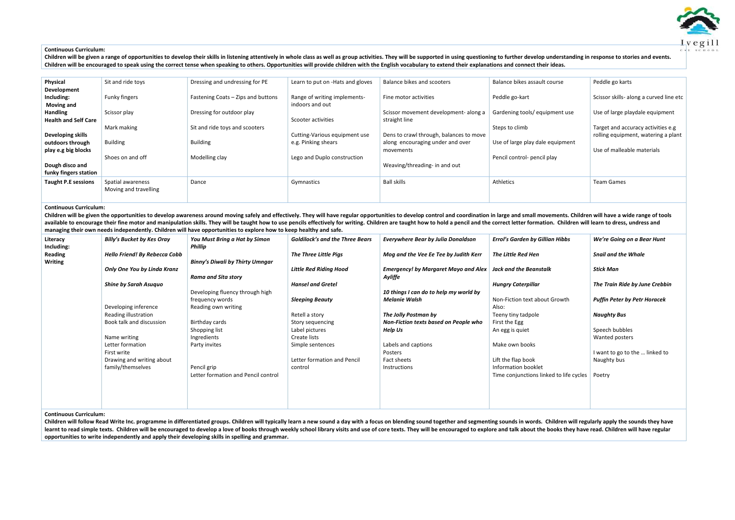**Continuous Curriculum:**
**Children will be given a range of opportunities to develop their skills in listening attentively in whole class as well as group activities. They will be supported in using questioning to further develop understanding in response to stories and events. Children will be encouraged to speak using the correct tense when speaking to others. Opportunities will provide children with the English vocabulary to extend their explanations and connect their ideas.**

| **Physical Development Including: Moving and Handling Health and Self Care**<br><br>**Developing skills outdoors through play e.g big blocks**<br><br>**Dough disco and funky fingers station** | Sit and ride toys<br><br>Funky fingers<br><br>Scissor play<br><br>Mark making<br><br>Building<br><br>Shoes on and off | Dressing and undressing for PE<br><br>Fastening Coats – Zips and buttons<br><br>Dressing for outdoor play<br><br>Sit and ride toys and scooters<br><br>Building<br><br>Modelling clay | Learn to put on -Hats and gloves<br><br>Range of writing implements- indoors and out<br><br>Scooter activities<br><br>Cutting-Various equipment use e.g. Pinking shears<br><br>Lego and Duplo construction | Balance bikes and scooters<br><br>Fine motor activities<br><br>Scissor movement development- along a straight line<br><br>Dens to crawl through, balances to move along encouraging under and over movements<br><br>Weaving/threading- in and out | Balance bikes assault course<br><br>Peddle go-kart<br><br>Gardening tools/ equipment use<br><br>Steps to climb<br><br>Use of large play dale equipment<br><br>Pencil control- pencil play | Peddle go karts<br><br>Scissor skills- along a curved line etc<br><br>Use of large playdale equipment<br><br>Target and accuracy activities e.g rolling equipment, watering a plant<br><br>Use of malleable materials |
|---|---|---|---|---|---|---|
| **Taught P.E sessions** | Spatial awareness<br>Moving and travelling | Dance | Gymnastics | Ball skills | Athletics | Team Games |

**Continuous Curriculum:**
**Children will be given the opportunities to develop awareness around moving safely and effectively. They will have regular opportunities to develop control and coordination in large and small movements. Children will have a wide range of tools available to encourage their fine motor and manipulation skills. They will be taught how to use pencils effectively for writing. Children are taught how to hold a pencil and the correct letter formation. Children will learn to dress, undress and managing their own needs independently. Children will have opportunities to explore how to keep healthy and safe.**

| **Literacy Including: Reading Writing** | ***Billy's Bucket by Kes Oray***<br><br>***Hello Friend! By Rebecca Cobb***<br><br>***Only One You by Linda Kranz***<br><br>***Shine by Sarah Asuquo***<br><br>Developing inference<br>Reading illustration<br>Book talk and discussion<br><br>Name writing<br>Letter formation<br>First write<br>Drawing and writing about family/themselves | ***You Must Bring a Hat by Simon Phillip***<br><br>***Binny's Diwali by Thirty Umngar***<br><br>***Rama and Sita story***<br><br>Developing fluency through high frequency words<br>Reading own writing<br><br>Birthday cards<br>Shopping list<br>Ingredients<br>Party invites<br><br>Pencil grip<br>Letter formation and Pencil control | ***Goldilock's and the Three Bears***<br><br>***The Three Little Pigs***<br><br>***Little Red Riding Hood***<br><br>***Hansel and Gretel***<br><br>***Sleeping Beauty***<br><br>Retell a story<br>Story sequencing<br>Label pictures<br>Create lists<br>Simple sentences<br><br>Letter formation and Pencil control | ***Everywhere Bear by Julia Donaldson***<br><br>***Mog and the Vee Ee Tee by Judith Kerr***<br><br>***Emergency! by Margaret Mayo and Alex Ayliffe***<br><br>***10 things I can do to help my world by Melanie Walsh***<br><br>***The Jolly Postman by***<br>***Non-Fiction texts based on People who Help Us***<br><br>Labels and captions<br>Posters<br>Fact sheets<br>Instructions | ***Errol's Garden by Gillian Hibbs***<br><br>***The Little Red Hen***<br><br>***Jack and the Beanstalk***<br><br>***Hungry Caterpillar***<br><br>Non-Fiction text about Growth<br>Also:<br>Teeny tiny tadpole<br>First the Egg<br>An egg is quiet<br><br>Make own books<br><br>Lift the flap book<br>Information booklet<br>Time conjunctions linked to life cycles | ***We're Going on a Bear Hunt***<br><br>***Snail and the Whale***<br><br>***Stick Man***<br><br>***The Train Ride by June Crebbin***<br><br>***Puffin Peter by Petr Horacek***<br><br>***Naughty Bus***<br><br>Speech bubbles<br>Wanted posters<br><br>I want to go to the … linked to Naughty bus<br><br>Poetry |
|---|---|---|---|---|---|---|

**Continuous Curriculum:**
**Children will follow Read Write Inc. programme in differentiated groups. Children will typically learn a new sound a day with a focus on blending sound together and segmenting sounds in words. Children will regularly apply the sounds they have learnt to read simple texts. Children will be encouraged to develop a love of books through weekly school library visits and use of core texts. They will be encouraged to explore and talk about the books they have read. Children will have regular opportunities to write independently and apply their developing skills in spelling and grammar.**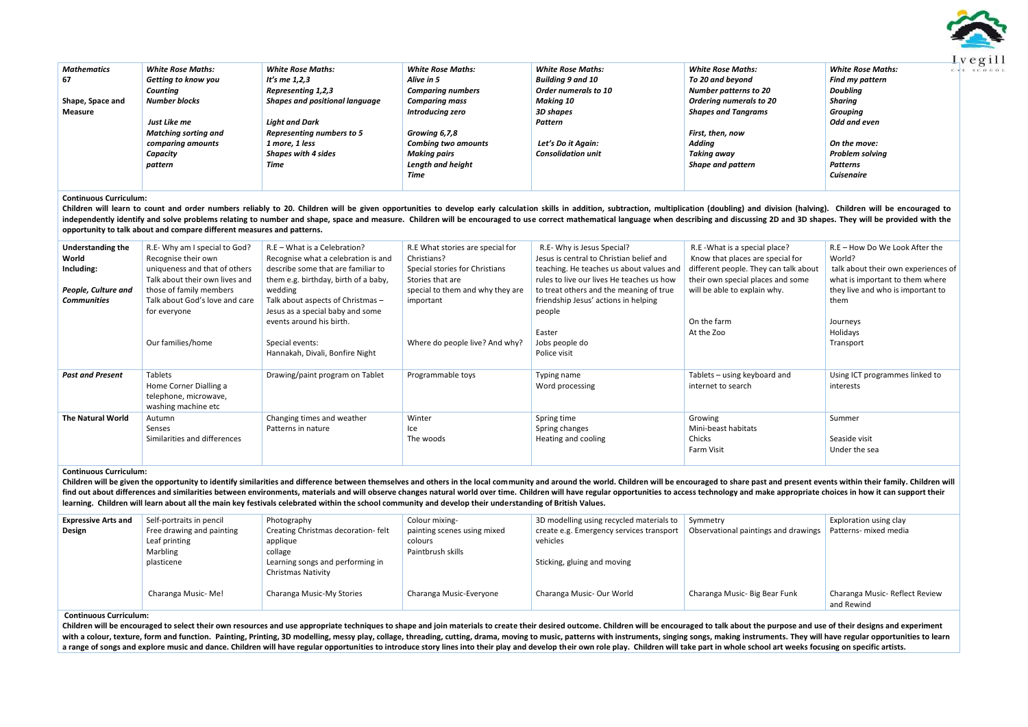| | | | | | | |
|---|---|---|---|---|---|---|
| ***Mathematics* 67**<br><br>**Shape, Space and Measure** | ***White Rose Maths:***<br>***Getting to know you***<br>***Counting***<br>***Number blocks***<br><br>***Just Like me***<br>***Matching sorting and comparing amounts***<br>***Capacity***<br>***pattern*** | ***White Rose Maths:***<br>***It's me 1,2,3***<br>***Representing 1,2,3***<br>***Shapes and positional language***<br><br>***Light and Dark***<br>***Representing numbers to 5***<br>***1 more, 1 less***<br>***Shapes with 4 sides***<br>***Time*** | ***White Rose Maths:***<br>***Alive in 5***<br>***Comparing numbers***<br>***Comparing mass***<br>***Introducing zero***<br><br>***Growing 6,7,8***<br>***Combing two amounts***<br>***Making pairs***<br>***Length and height***<br>***Time*** | ***White Rose Maths:***<br>***Building 9 and 10***<br>***Order numerals to 10***<br>***Making 10***<br>***3D shapes***<br>***Pattern***<br><br>***Let's Do it Again:***<br>***Consolidation unit*** | ***White Rose Maths:***<br>***To 20 and beyond***<br>***Number patterns to 20***<br>***Ordering numerals to 20***<br>***Shapes and Tangrams***<br><br>***First, then, now***<br>***Adding***<br>***Taking away***<br>***Shape and pattern*** | ***White Rose Maths:***<br>***Find my pattern***<br>***Doubling***<br>***Sharing***<br>***Grouping***<br>***Odd and even***<br><br>***On the move:***<br>***Problem solving***<br>***Patterns***<br>***Cuisenaire*** |

**Continuous Curriculum:**

**Children will learn to count and order numbers reliably to 20. Children will be given opportunities to develop early calculation skills in addition, subtraction, multiplication (doubling) and division (halving). Children will be encouraged to independently identify and solve problems relating to number and shape, space and measure. Children will be encouraged to use correct mathematical language when describing and discussing 2D and 3D shapes. They will be provided with the opportunity to talk about and compare different measures and patterns.**

| | | | | | | |
|---|---|---|---|---|---|---|
| **Understanding the World Including:**<br><br>***People, Culture and Communities*** | R.E- Why am I special to God?<br>Recognise their own uniqueness and that of others<br>Talk about their own lives and those of family members<br>Talk about God's love and care for everyone<br><br>Our families/home | R.E – What is a Celebration?<br>Recognise what a celebration is and describe some that are familiar to them e.g. birthday, birth of a baby, wedding<br>Talk about aspects of Christmas – Jesus as a special baby and some events around his birth.<br><br>Special events:<br>Hannakah, Divali, Bonfire Night | R.E What stories are special for Christians?<br>Special stories for Christians<br>Stories that are special to them and why they are important<br><br>Where do people live? And why? | R.E- Why is Jesus Special?<br>Jesus is central to Christian belief and teaching. He teaches us about values and rules to live our lives He teaches us how to treat others and the meaning of true friendship Jesus' actions in helping people<br><br>Easter<br>Jobs people do<br>Police visit | R.E -What is a special place?<br>Know that places are special for different people. They can talk about their own special places and some will be able to explain why.<br><br>On the farm<br>At the Zoo | R.E – How Do We Look After the World?<br>talk about their own experiences of what is important to them where they live and who is important to them<br><br>Journeys<br>Holidays<br>Transport |
| ***Past and Present*** | Tablets<br>Home Corner Dialling a telephone, microwave, washing machine etc | Drawing/paint program on Tablet | Programmable toys | Typing name<br>Word processing | Tablets – using keyboard and internet to search | Using ICT programmes linked to interests |
| **The Natural World** | Autumn<br>Senses<br>Similarities and differences | Changing times and weather<br>Patterns in nature | Winter<br>Ice<br>The woods | Spring time<br>Spring changes<br>Heating and cooling | Growing<br>Mini-beast habitats<br>Chicks<br>Farm Visit | Summer<br><br>Seaside visit<br>Under the sea |

**Continuous Curriculum:**

**Children will be given the opportunity to identify similarities and difference between themselves and others in the local community and around the world. Children will be encouraged to share past and present events within their family. Children will find out about differences and similarities between environments, materials and will observe changes natural world over time. Children will have regular opportunities to access technology and make appropriate choices in how it can support their learning. Children will learn about all the main key festivals celebrated within the school community and develop their understanding of British Values.**

| | | | | | | |
|---|---|---|---|---|---|---|
| **Expressive Arts and Design** | Self-portraits in pencil<br>Free drawing and painting<br>Leaf printing<br>Marbling<br>plasticene<br><br>Charanga Music- Me! | Photography<br>Creating Christmas decoration- felt applique<br>collage<br>Learning songs and performing in Christmas Nativity<br><br>Charanga Music-My Stories | Colour mixing-<br>painting scenes using mixed colours<br>Paintbrush skills<br><br>Charanga Music-Everyone | 3D modelling using recycled materials to create e.g. Emergency services transport vehicles<br><br>Sticking, gluing and moving<br><br>Charanga Music- Our World | Symmetry<br>Observational paintings and drawings<br><br>Charanga Music- Big Bear Funk | Exploration using clay<br>Patterns- mixed media<br><br>Charanga Music- Reflect Review and Rewind |

**Continuous Curriculum:**

**Children will be encouraged to select their own resources and use appropriate techniques to shape and join materials to create their desired outcome. Children will be encouraged to talk about the purpose and use of their designs and experiment with a colour, texture, form and function. Painting, Printing, 3D modelling, messy play, collage, threading, cutting, drama, moving to music, patterns with instruments, singing songs, making instruments. They will have regular opportunities to learn a range of songs and explore music and dance. Children will have regular opportunities to introduce story lines into their play and develop their own role play. Children will take part in whole school art weeks focusing on specific artists.**